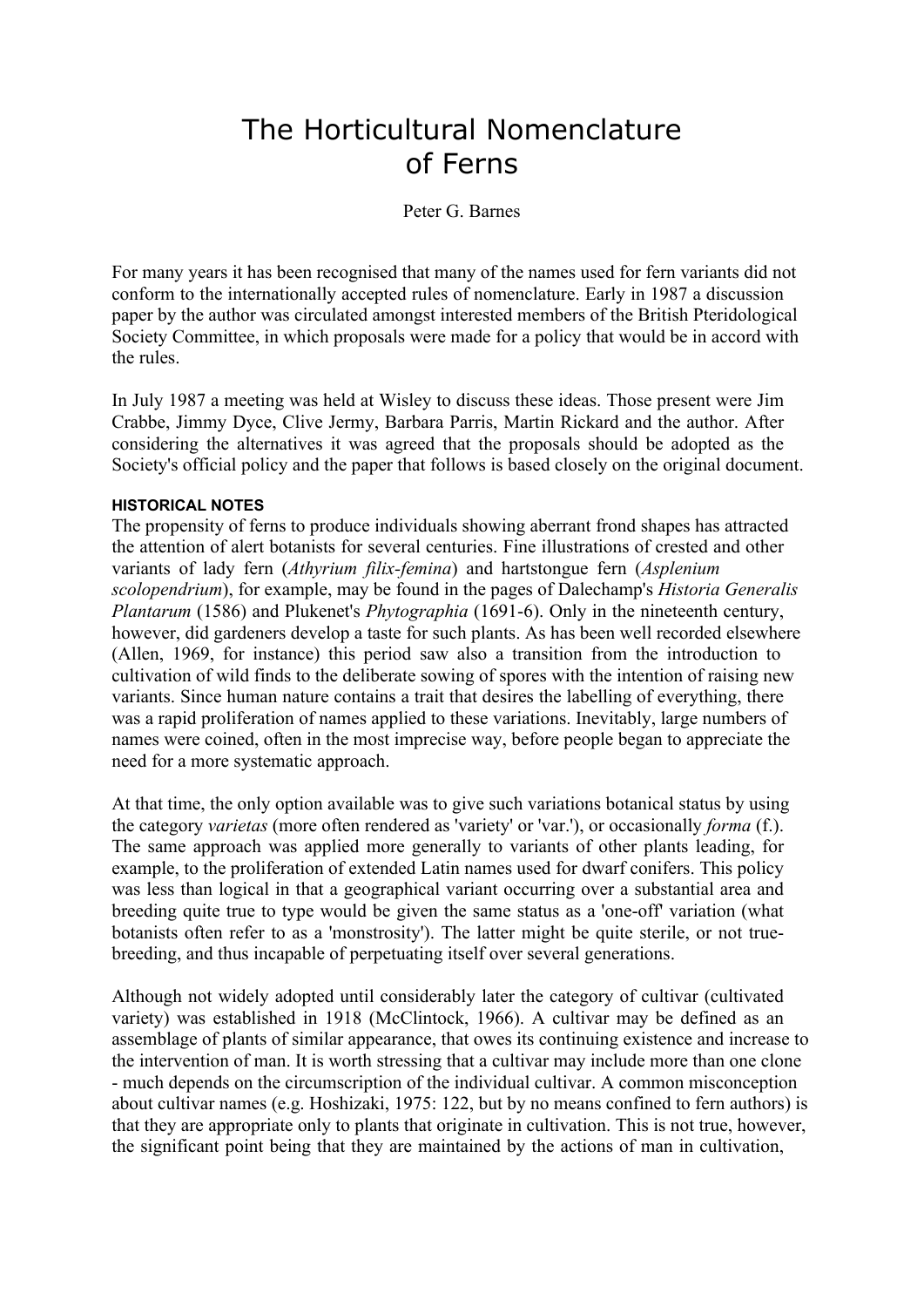# The Horticultural Nomenclature of Ferns

Peter G. Barnes

For many years it has been recognised that many of the names used for fern variants did not conform to the internationally accepted rules of nomenclature. Early in 1987 a discussion paper by the author was circulated amongst interested members of the British Pteridological Society Committee, in which proposals were made for a policy that would be in accord with the rules.

In July 1987 a meeting was held at Wisley to discuss these ideas. Those present were Jim Crabbe, Jimmy Dyce, Clive Jermy, Barbara Parris, Martin Rickard and the author. After considering the alternatives it was agreed that the proposals should be adopted as the Society's official policy and the paper that follows is based closely on the original document.

#### HISTORICAL NOTES

The propensity of ferns to produce individuals showing aberrant frond shapes has attracted the attention of alert botanists for several centuries. Fine illustrations of crested and other variants of lady fern (*Athyrium filix-femina*) and hartstongue fern (*Asplenium scolopendrium*), for example, may be found in the pages of Dalechamp's *Historia Generalis Plantarum* (1586) and Plukenet's *Phytographia* (1691-6). Only in the nineteenth century, however, did gardeners develop a taste for such plants. As has been well recorded elsewhere (Allen, 1969, for instance) this period saw also a transition from the introduction to cultivation of wild finds to the deliberate sowing of spores with the intention of raising new variants. Since human nature contains a trait that desires the labelling of everything, there was a rapid proliferation of names applied to these variations. Inevitably, large numbers of names were coined, often in the most imprecise way, before people began to appreciate the need for a more systematic approach.

At that time, the only option available was to give such variations botanical status by using the category *varietas* (more often rendered as 'variety' or 'var.'), or occasionally *forma* (f.). The same approach was applied more generally to variants of other plants leading, for example, to the proliferation of extended Latin names used for dwarf conifers. This policy was less than logical in that a geographical variant occurring over a substantial area and breeding quite true to type would be given the same status as a 'one-off' variation (what botanists often refer to as a 'monstrosity'). The latter might be quite sterile, or not true-breeding, and thus incapable of perpetuating itself over several generations.

Although not widely adopted until considerably later the category of cultivar (cultivated variety) was established in 1918 (McClintock, 1966). A cultivar may be defined as an assemblage of plants of similar appearance, that owes its continuing existence and increase to the intervention of man. It is worth stressing that a cultivar may include more than one clone - much depends on the circumscription of the individual cultivar. A common misconception about cultivar names (e.g. Hoshizaki, 1975: 122, but by no means confined to fern authors) is that they are appropriate only to plants that originate in cultivation. This is not true, however, the significant point being that they are maintained by the actions of man in cultivation,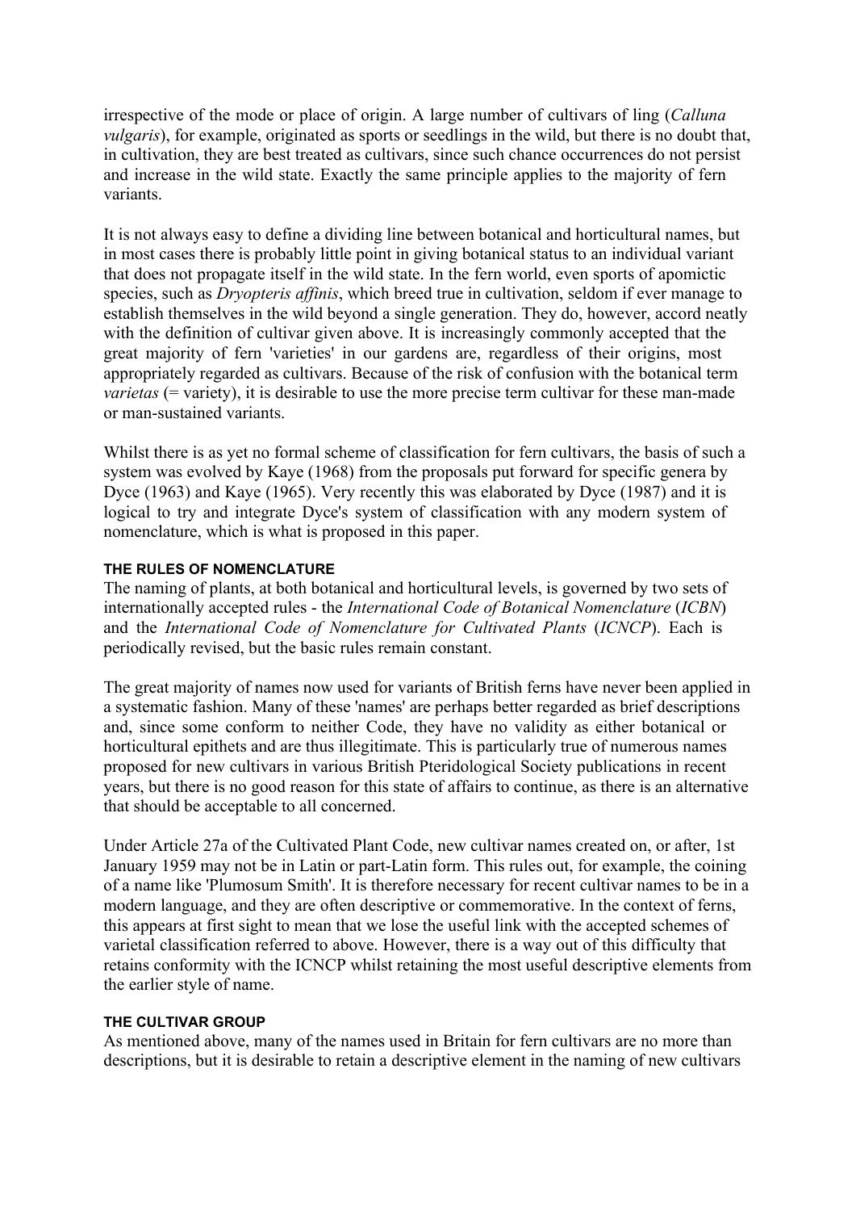irrespective of the mode or place of origin. A large number of cultivars of ling (*Calluna vulgaris*), for example, originated as sports or seedlings in the wild, but there is no doubt that, in cultivation, they are best treated as cultivars, since such chance occurrences do not persist and increase in the wild state. Exactly the same principle applies to the majority of fern variants.

It is not always easy to define a dividing line between botanical and horticultural names, but in most cases there is probably little point in giving botanical status to an individual variant that does not propagate itself in the wild state. In the fern world, even sports of apomictic species, such as *Dryopteris affinis*, which breed true in cultivation, seldom if ever manage to establish themselves in the wild beyond a single generation. They do, however, accord neatly with the definition of cultivar given above. It is increasingly commonly accepted that the great majority of fern 'varieties' in our gardens are, regardless of their origins, most appropriately regarded as cultivars. Because of the risk of confusion with the botanical term *varietas* (= variety), it is desirable to use the more precise term cultivar for these man-made or man-sustained variants.

Whilst there is as yet no formal scheme of classification for fern cultivars, the basis of such a system was evolved by Kaye (1968) from the proposals put forward for specific genera by Dyce (1963) and Kaye (1965). Very recently this was elaborated by Dyce (1987) and it is logical to try and integrate Dyce's system of classification with any modern system of nomenclature, which is what is proposed in this paper.

#### THE RULES OF NOMENCLATURE

The naming of plants, at both botanical and horticultural levels, is governed by two sets of internationally accepted rules - the *International Code of Botanical Nomenclature* (*ICBN*) and the *International Code of Nomenclature for Cultivated Plants* (*ICNCP*). Each is periodically revised, but the basic rules remain constant.

The great majority of names now used for variants of British ferns have never been applied in a systematic fashion. Many of these 'names' are perhaps better regarded as brief descriptions and, since some conform to neither Code, they have no validity as either botanical or horticultural epithets and are thus illegitimate. This is particularly true of numerous names proposed for new cultivars in various British Pteridological Society publications in recent years, but there is no good reason for this state of affairs to continue, as there is an alternative that should be acceptable to all concerned.

Under Article 27a of the Cultivated Plant Code, new cultivar names created on, or after, 1st January 1959 may not be in Latin or part-Latin form. This rules out, for example, the coining of a name like 'Plumosum Smith'. It is therefore necessary for recent cultivar names to be in a modern language, and they are often descriptive or commemorative. In the context of ferns, this appears at first sight to mean that we lose the useful link with the accepted schemes of varietal classification referred to above. However, there is a way out of this difficulty that retains conformity with the ICNCP whilst retaining the most useful descriptive elements from the earlier style of name.

#### THE CULTIVAR GROUP

As mentioned above, many of the names used in Britain for fern cultivars are no more than descriptions, but it is desirable to retain a descriptive element in the naming of new cultivars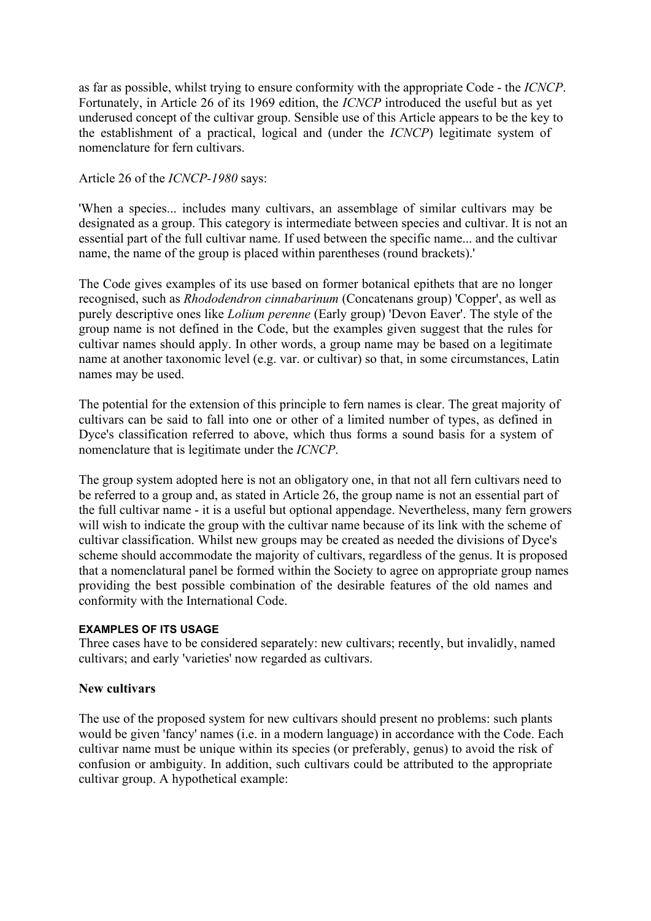as far as possible, whilst trying to ensure conformity with the appropriate Code - the *ICNCP*. Fortunately, in Article 26 of its 1969 edition, the *ICNCP* introduced the useful but as yet underused concept of the cultivar group. Sensible use of this Article appears to be the key to the establishment of a practical, logical and (under the *ICNCP*) legitimate system of nomenclature for fern cultivars.

Article 26 of the *ICNCP-1980* says:

'When a species... includes many cultivars, an assemblage of similar cultivars may be designated as a group. This category is intermediate between species and cultivar. It is not an essential part of the full cultivar name. If used between the specific name... and the cultivar name, the name of the group is placed within parentheses (round brackets).'

The Code gives examples of its use based on former botanical epithets that are no longer recognised, such as *Rhododendron cinnabarinum* (Concatenans group) 'Copper', as well as purely descriptive ones like *Lolium perenne* (Early group) 'Devon Eaver'. The style of the group name is not defined in the Code, but the examples given suggest that the rules for cultivar names should apply. In other words, a group name may be based on a legitimate name at another taxonomic level (e.g. var. or cultivar) so that, in some circumstances, Latin names may be used.

The potential for the extension of this principle to fern names is clear. The great majority of cultivars can be said to fall into one or other of a limited number of types, as defined in Dyce's classification referred to above, which thus forms a sound basis for a system of nomenclature that is legitimate under the *ICNCP*.

The group system adopted here is not an obligatory one, in that not all fern cultivars need to be referred to a group and, as stated in Article 26, the group name is not an essential part of the full cultivar name - it is a useful but optional appendage. Nevertheless, many fern growers will wish to indicate the group with the cultivar name because of its link with the scheme of cultivar classification. Whilst new groups may be created as needed the divisions of Dyce's scheme should accommodate the majority of cultivars, regardless of the genus. It is proposed that a nomenclatural panel be formed within the Society to agree on appropriate group names providing the best possible combination of the desirable features of the old names and conformity with the International Code.

#### EXAMPLES OF ITS USAGE

Three cases have to be considered separately: new cultivars; recently, but invalidly, named cultivars; and early 'varieties' now regarded as cultivars.

### New cultivars

The use of the proposed system for new cultivars should present no problems: such plants would be given 'fancy' names (i.e. in a modern language) in accordance with the Code. Each cultivar name must be unique within its species (or preferably, genus) to avoid the risk of confusion or ambiguity. In addition, such cultivars could be attributed to the appropriate cultivar group. A hypothetical example: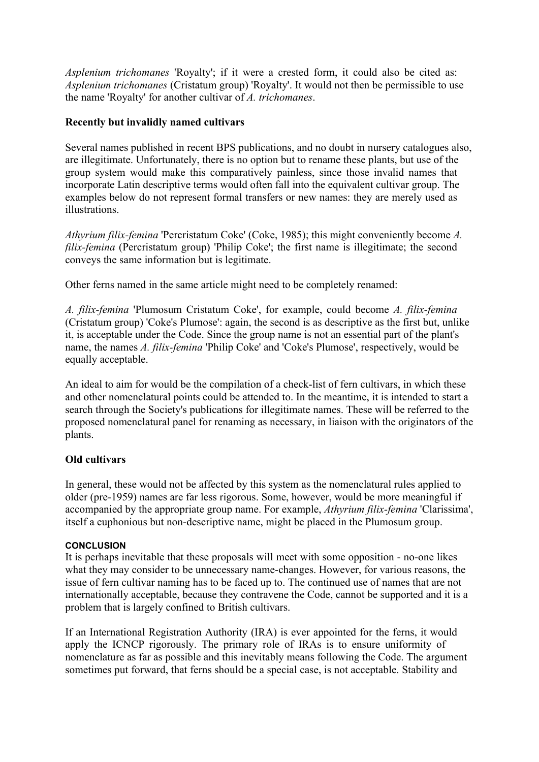*Asplenium trichomanes* 'Royalty'; if it were a crested form, it could also be cited as: *Asplenium trichomanes* (Cristatum group) 'Royalty'. It would not then be permissible to use the name 'Royalty' for another cultivar of *A. trichomanes*.

**Recently but invalidly named cultivars**

Several names published in recent BPS publications, and no doubt in nursery catalogues also, are illegitimate. Unfortunately, there is no option but to rename these plants, but use of the group system would make this comparatively painless, since those invalid names that incorporate Latin descriptive terms would often fall into the equivalent cultivar group. The examples below do not represent formal transfers or new names: they are merely used as illustrations.

*Athyrium filix-femina* 'Percristatum Coke' (Coke, 1985); this might conveniently become *A. filix-femina* (Percristatum group) 'Philip Coke'; the first name is illegitimate; the second conveys the same information but is legitimate.

Other ferns named in the same article might need to be completely renamed:

*A. filix-femina* 'Plumosum Cristatum Coke', for example, could become *A. filix-femina* (Cristatum group) 'Coke's Plumose': again, the second is as descriptive as the first but, unlike it, is acceptable under the Code. Since the group name is not an essential part of the plant's name, the names *A. filix-femina* 'Philip Coke' and 'Coke's Plumose', respectively, would be equally acceptable.

An ideal to aim for would be the compilation of a check-list of fern cultivars, in which these and other nomenclatural points could be attended to. In the meantime, it is intended to start a search through the Society's publications for illegitimate names. These will be referred to the proposed nomenclatural panel for renaming as necessary, in liaison with the originators of the plants.

**Old cultivars**

In general, these would not be affected by this system as the nomenclatural rules applied to older (pre-1959) names are far less rigorous. Some, however, would be more meaningful if accompanied by the appropriate group name. For example, *Athyrium filix-femina* 'Clarissima', itself a euphonious but non-descriptive name, might be placed in the Plumosum group.

**CONCLUSION**

It is perhaps inevitable that these proposals will meet with some opposition - no-one likes what they may consider to be unnecessary name-changes. However, for various reasons, the issue of fern cultivar naming has to be faced up to. The continued use of names that are not internationally acceptable, because they contravene the Code, cannot be supported and it is a problem that is largely confined to British cultivars.

If an International Registration Authority (IRA) is ever appointed for the ferns, it would apply the ICNCP rigorously. The primary role of IRAs is to ensure uniformity of nomenclature as far as possible and this inevitably means following the Code. The argument sometimes put forward, that ferns should be a special case, is not acceptable. Stability and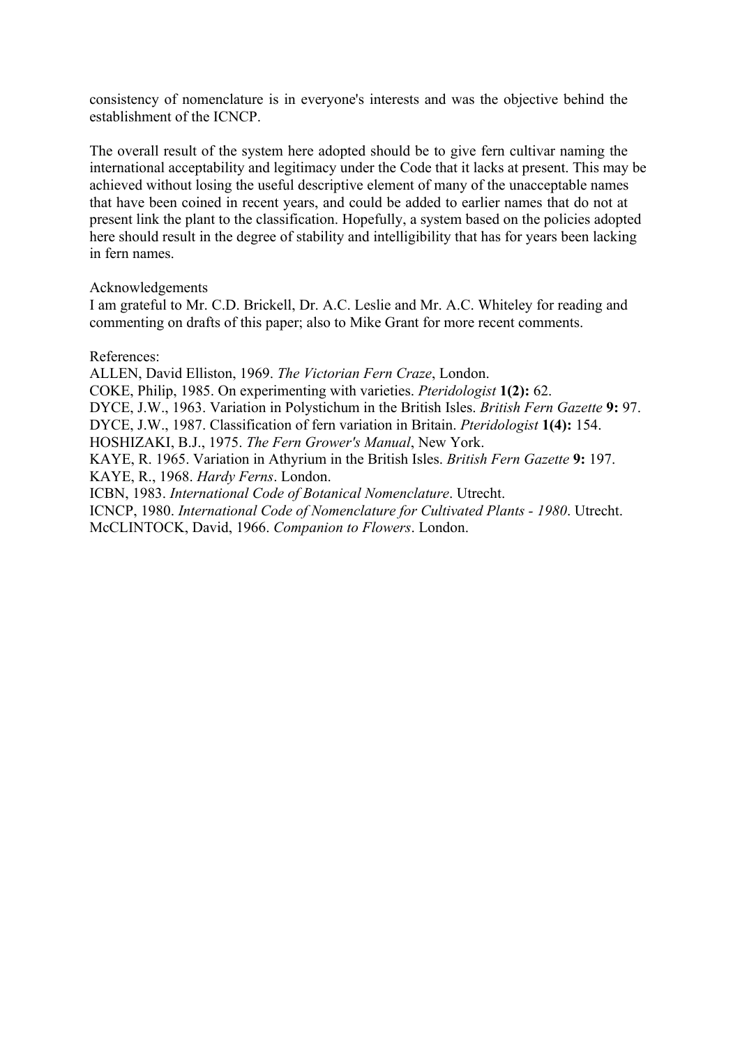consistency of nomenclature is in everyone's interests and was the objective behind the establishment of the ICNCP.

The overall result of the system here adopted should be to give fern cultivar naming the international acceptability and legitimacy under the Code that it lacks at present. This may be achieved without losing the useful descriptive element of many of the unacceptable names that have been coined in recent years, and could be added to earlier names that do not at present link the plant to the classification. Hopefully, a system based on the policies adopted here should result in the degree of stability and intelligibility that has for years been lacking in fern names.

Acknowledgements

I am grateful to Mr. C.D. Brickell, Dr. A.C. Leslie and Mr. A.C. Whiteley for reading and commenting on drafts of this paper; also to Mike Grant for more recent comments.

References:

ALLEN, David Elliston, 1969. *The Victorian Fern Craze*, London.

COKE, Philip, 1985. On experimenting with varieties. *Pteridologist* **1(2):** 62.

DYCE, J.W., 1963. Variation in Polystichum in the British Isles. *British Fern Gazette* **9:** 97.

DYCE, J.W., 1987. Classification of fern variation in Britain. *Pteridologist* **1(4):** 154.

HOSHIZAKI, B.J., 1975. *The Fern Grower's Manual*, New York.

KAYE, R. 1965. Variation in Athyrium in the British Isles. *British Fern Gazette* **9:** 197.

KAYE, R., 1968. *Hardy Ferns*. London.

ICBN, 1983. *International Code of Botanical Nomenclature*. Utrecht.

ICNCP, 1980. *International Code of Nomenclature for Cultivated Plants - 1980*. Utrecht.

McCLINTOCK, David, 1966. *Companion to Flowers*. London.